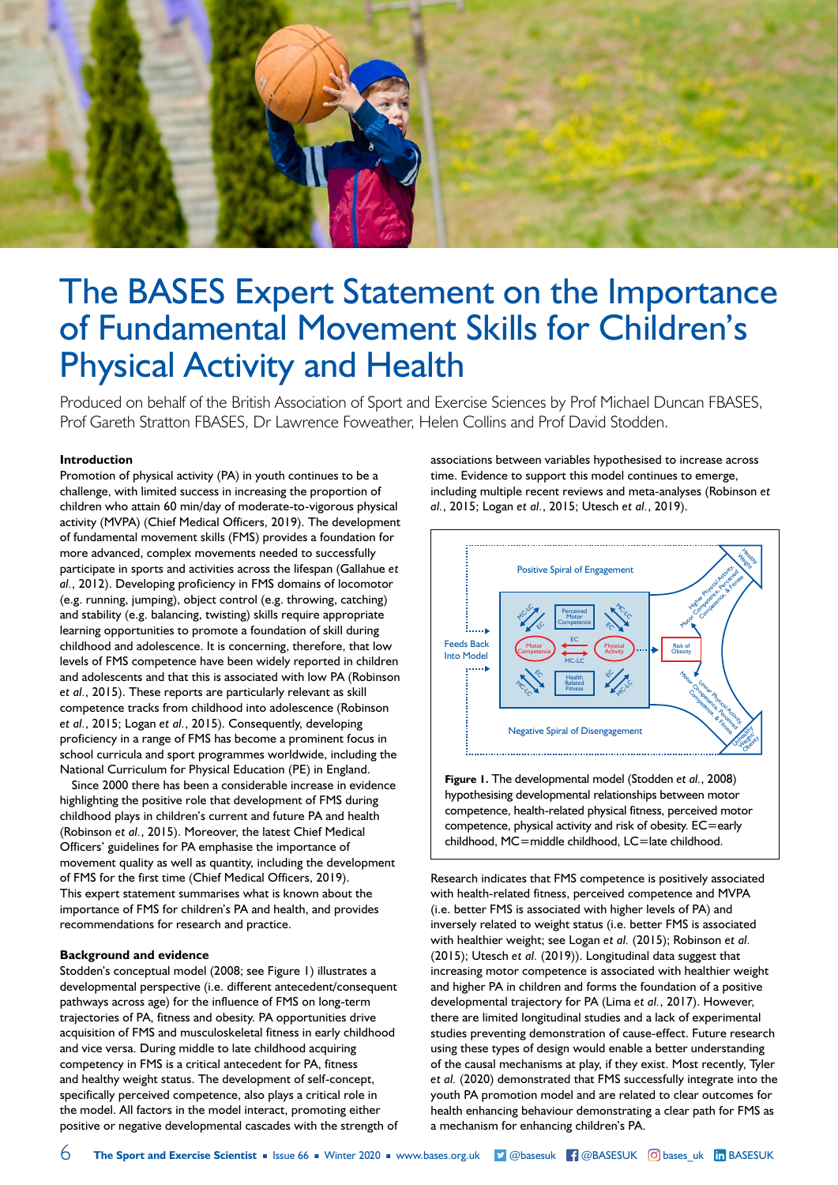# The BASES Expert Statement on the Importance of Fundamental Movement Skills for Children's Physical Activity and Health

Produced on behalf of the British Association of Sport and Exercise Sciences by Prof Michael Duncan FBASES, Prof Gareth Stratton FBASES, Dr Lawrence Foweather, Helen Collins and Prof David Stodden.

**Introduction**

Promotion of physical activity (PA) in youth continues to be a challenge, with limited success in increasing the proportion of children who attain 60 min/day of moderate-to-vigorous physical activity (MVPA) (Chief Medical Officers, 2019). The development of fundamental movement skills (FMS) provides a foundation for more advanced, complex movements needed to successfully participate in sports and activities across the lifespan (Gallahue *et al.*, 2012). Developing proficiency in FMS domains of locomotor (e.g. running, jumping), object control (e.g. throwing, catching) and stability (e.g. balancing, twisting) skills require appropriate learning opportunities to promote a foundation of skill during childhood and adolescence. It is concerning, therefore, that low levels of FMS competence have been widely reported in children and adolescents and that this is associated with low PA (Robinson *et al.*, 2015). These reports are particularly relevant as skill competence tracks from childhood into adolescence (Robinson *et al.*, 2015; Logan *et al.*, 2015). Consequently, developing proficiency in a range of FMS has become a prominent focus in school curricula and sport programmes worldwide, including the National Curriculum for Physical Education (PE) in England.

Since 2000 there has been a considerable increase in evidence highlighting the positive role that development of FMS during childhood plays in children's current and future PA and health (Robinson *et al.*, 2015). Moreover, the latest Chief Medical Officers' guidelines for PA emphasise the importance of movement quality as well as quantity, including the development of FMS for the first time (Chief Medical Officers, 2019). This expert statement summarises what is known about the importance of FMS for children's PA and health, and provides recommendations for research and practice.

**Background and evidence**

Stodden's conceptual model (2008; see Figure 1) illustrates a developmental perspective (i.e. different antecedent/consequent pathways across age) for the influence of FMS on long-term trajectories of PA, fitness and obesity. PA opportunities drive acquisition of FMS and musculoskeletal fitness in early childhood and vice versa. During middle to late childhood acquiring competency in FMS is a critical antecedent for PA, fitness and healthy weight status. The development of self-concept, specifically perceived competence, also plays a critical role in the model. All factors in the model interact, promoting either positive or negative developmental cascades with the strength of associations between variables hypothesised to increase across time. Evidence to support this model continues to emerge, including multiple recent reviews and meta-analyses (Robinson *et al.*, 2015; Logan *et al.*, 2015; Utesch *et al.*, 2019).

**Figure 1.** The developmental model (Stodden *et al.*, 2008) hypothesising developmental relationships between motor competence, health-related physical fitness, perceived motor competence, physical activity and risk of obesity. EC=early childhood, MC=middle childhood, LC=late childhood.

Research indicates that FMS competence is positively associated with health-related fitness, perceived competence and MVPA (i.e. better FMS is associated with higher levels of PA) and inversely related to weight status (i.e. better FMS is associated with healthier weight; see Logan *et al.* (2015); Robinson *et al.* (2015); Utesch *et al.* (2019)). Longitudinal data suggest that increasing motor competence is associated with healthier weight and higher PA in children and forms the foundation of a positive developmental trajectory for PA (Lima *et al.*, 2017). However, there are limited longitudinal studies and a lack of experimental studies preventing demonstration of cause-effect. Future research using these types of design would enable a better understanding of the causal mechanisms at play, if they exist. Most recently, Tyler *et al.* (2020) demonstrated that FMS successfully integrate into the youth PA promotion model and are related to clear outcomes for health enhancing behaviour demonstrating a clear path for FMS as a mechanism for enhancing children's PA.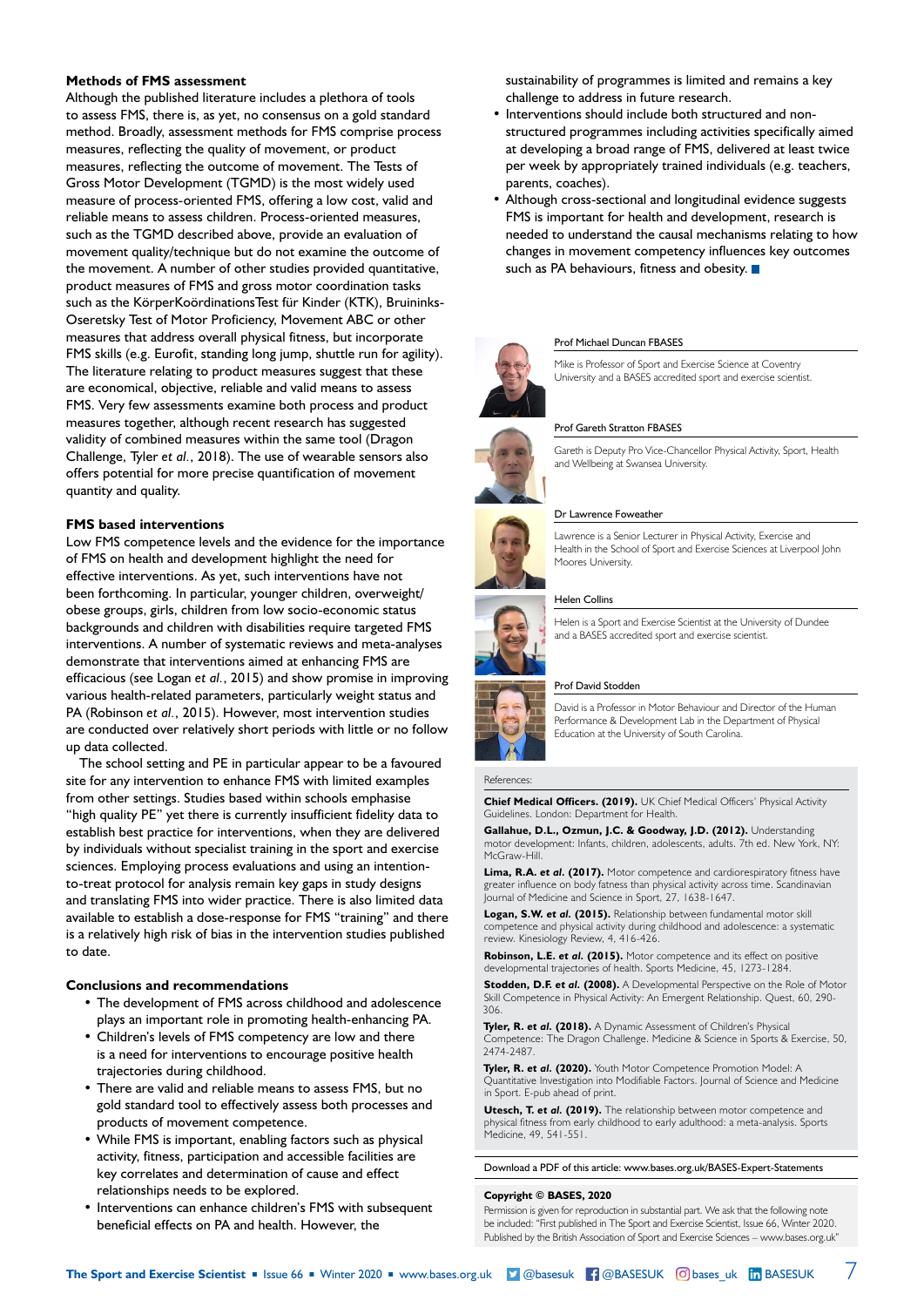### Methods of FMS assessment

Although the published literature includes a plethora of tools to assess FMS, there is, as yet, no consensus on a gold standard method. Broadly, assessment methods for FMS comprise process measures, reflecting the quality of movement, or product measures, reflecting the outcome of movement. The Tests of Gross Motor Development (TGMD) is the most widely used measure of process-oriented FMS, offering a low cost, valid and reliable means to assess children. Process-oriented measures, such as the TGMD described above, provide an evaluation of movement quality/technique but do not examine the outcome of the movement. A number of other studies provided quantitative, product measures of FMS and gross motor coordination tasks such as the KörperKoördinationsTest für Kinder (KTK), Bruininks-Oseretsky Test of Motor Proficiency, Movement ABC or other measures that address overall physical fitness, but incorporate FMS skills (e.g. Eurofit, standing long jump, shuttle run for agility). The literature relating to product measures suggest that these are economical, objective, reliable and valid means to assess FMS. Very few assessments examine both process and product measures together, although recent research has suggested validity of combined measures within the same tool (Dragon Challenge, Tyler *et al.*, 2018). The use of wearable sensors also offers potential for more precise quantification of movement quantity and quality.

### FMS based interventions

Low FMS competence levels and the evidence for the importance of FMS on health and development highlight the need for effective interventions. As yet, such interventions have not been forthcoming. In particular, younger children, overweight/obese groups, girls, children from low socio-economic status backgrounds and children with disabilities require targeted FMS interventions. A number of systematic reviews and meta-analyses demonstrate that interventions aimed at enhancing FMS are efficacious (see Logan *et al.*, 2015) and show promise in improving various health-related parameters, particularly weight status and PA (Robinson *et al.*, 2015). However, most intervention studies are conducted over relatively short periods with little or no follow up data collected.

The school setting and PE in particular appear to be a favoured site for any intervention to enhance FMS with limited examples from other settings. Studies based within schools emphasise "high quality PE" yet there is currently insufficient fidelity data to establish best practice for interventions, when they are delivered by individuals without specialist training in the sport and exercise sciences. Employing process evaluations and using an intention-to-treat protocol for analysis remain key gaps in study designs and translating FMS into wider practice. There is also limited data available to establish a dose-response for FMS "training" and there is a relatively high risk of bias in the intervention studies published to date.

### Conclusions and recommendations

- The development of FMS across childhood and adolescence plays an important role in promoting health-enhancing PA.
- Children's levels of FMS competency are low and there is a need for interventions to encourage positive health trajectories during childhood.
- There are valid and reliable means to assess FMS, but no gold standard tool to effectively assess both processes and products of movement competence.
- While FMS is important, enabling factors such as physical activity, fitness, participation and accessible facilities are key correlates and determination of cause and effect relationships needs to be explored.
- Interventions can enhance children's FMS with subsequent beneficial effects on PA and health. However, the sustainability of programmes is limited and remains a key challenge to address in future research.
- Interventions should include both structured and non-structured programmes including activities specifically aimed at developing a broad range of FMS, delivered at least twice per week by appropriately trained individuals (e.g. teachers, parents, coaches).
- Although cross-sectional and longitudinal evidence suggests FMS is important for health and development, research is needed to understand the causal mechanisms relating to how changes in movement competency influences key outcomes such as PA behaviours, fitness and obesity.

**Prof Michael Duncan FBASES**

Mike is Professor of Sport and Exercise Science at Coventry University and a BASES accredited sport and exercise scientist.

**Prof Gareth Stratton FBASES**

Gareth is Deputy Pro Vice-Chancellor Physical Activity, Sport, Health and Wellbeing at Swansea University.

**Dr Lawrence Foweather**

Lawrence is a Senior Lecturer in Physical Activity, Exercise and Health in the School of Sport and Exercise Sciences at Liverpool John Moores University.

**Helen Collins**

Helen is a Sport and Exercise Scientist at the University of Dundee and a BASES accredited sport and exercise scientist.

**Prof David Stodden**

David is a Professor in Motor Behaviour and Director of the Human Performance & Development Lab in the Department of Physical Education at the University of South Carolina.

References:

**Chief Medical Officers. (2019).** UK Chief Medical Officers' Physical Activity Guidelines. London: Department for Health.

**Gallahue, D.L., Ozmun, J.C. & Goodway, J.D. (2012).** Understanding motor development: Infants, children, adolescents, adults. 7th ed. New York, NY: McGraw-Hill.

**Lima, R.A. *et al.* (2017).** Motor competence and cardiorespiratory fitness have greater influence on body fatness than physical activity across time. Scandinavian Journal of Medicine and Science in Sport, 27, 1638-1647.

**Logan, S.W. *et al.* (2015).** Relationship between fundamental motor skill competence and physical activity during childhood and adolescence: a systematic review. Kinesiology Review, 4, 416-426.

**Robinson, L.E. *et al.* (2015).** Motor competence and its effect on positive developmental trajectories of health. Sports Medicine, 45, 1273-1284.

**Stodden, D.F. *et al.* (2008).** A Developmental Perspective on the Role of Motor Skill Competence in Physical Activity: An Emergent Relationship. Quest, 60, 290-306.

**Tyler, R. *et al.* (2018).** A Dynamic Assessment of Children's Physical Competence: The Dragon Challenge. Medicine & Science in Sports & Exercise, 50, 2474-2487.

**Tyler, R. *et al.* (2020).** Youth Motor Competence Promotion Model: A Quantitative Investigation into Modifiable Factors. Journal of Science and Medicine in Sport. E-pub ahead of print.

**Utesch, T. *et al.* (2019).** The relationship between motor competence and physical fitness from early childhood to early adulthood: a meta-analysis. Sports Medicine, 49, 541-551.

Download a PDF of this article: www.bases.org.uk/BASES-Expert-Statements

**Copyright © BASES, 2020**

Permission is given for reproduction in substantial part. We ask that the following note be included: "First published in The Sport and Exercise Scientist, Issue 66, Winter 2020. Published by the British Association of Sport and Exercise Sciences – www.bases.org.uk"